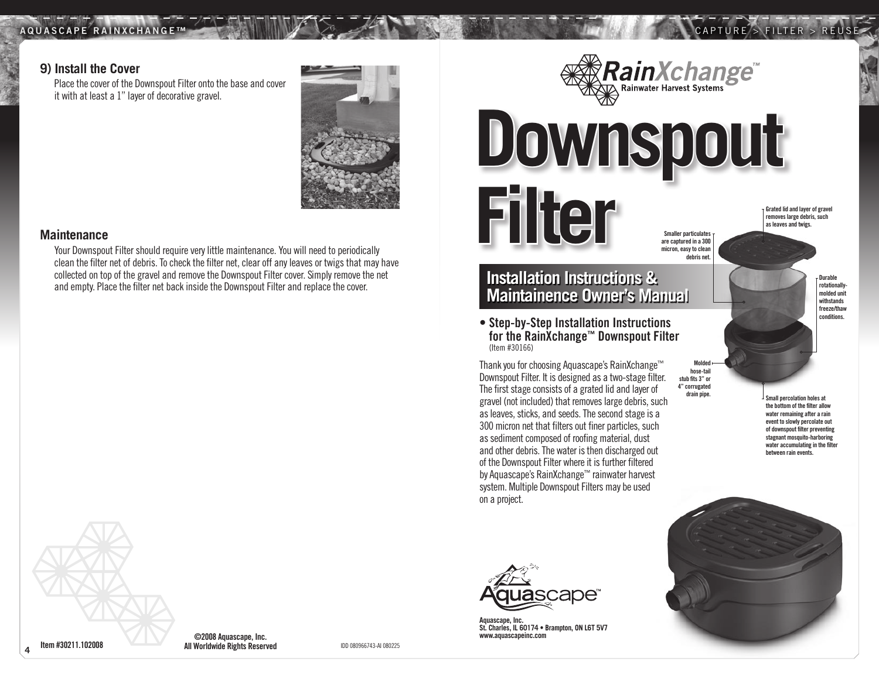## 9) Install the Cover

Place the cover of the Downspout Filter onto the base and cover it with at least a 1" layer of decorative gravel.

## Maintenance

Your Downspout Filter should require very little maintenance. You will need to periodically clean the filter net of debris. To check the filter net, clear off any leaves or twigs that may have collected on top of the gravel and remove the Downspout Filter cover. Simply remove the net and empty. Place the filter net back inside the Downspout Filter and replace the cover.

Item #30211.102008

©2008 Aquascape, Inc.
All Worldwide Rights Reserved

IDD 080966743-AI 080225

RainXchange™ Rainwater Harvest Systems

# Downspout Filter

## Installation Instructions & Maintainence Owner's Manual

- **Step-by-Step Installation Instructions for the RainXchange™ Downspout Filter** (Item #30166)

Thank you for choosing Aquascape's RainXchange™ Downspout Filter. It is designed as a two-stage filter. The first stage consists of a grated lid and layer of gravel (not included) that removes large debris, such as leaves, sticks, and seeds. The second stage is a 300 micron net that filters out finer particles, such as sediment composed of roofing material, dust and other debris. The water is then discharged out of the Downspout Filter where it is further filtered by Aquascape's RainXchange™ rainwater harvest system. Multiple Downspout Filters may be used on a project.

Grated lid and layer of gravel removes large debris, such as leaves and twigs.

Smaller particulates are captured in a 300 micron, easy to clean debris net.

Durable rotationally-molded unit withstands freeze/thaw conditions.

Molded hose-tail stub fits 3" or 4" corrugated drain pipe.

Small percolation holes at the bottom of the filter allow water remaining after a rain event to slowly percolate out of downspout filter preventing stagnant mosquito-harboring water accumulating in the filter between rain events.

Aquascape™

Aquascape, Inc.
St. Charles, IL 60174 • Brampton, ON L6T 5V7
www.aquascapeinc.com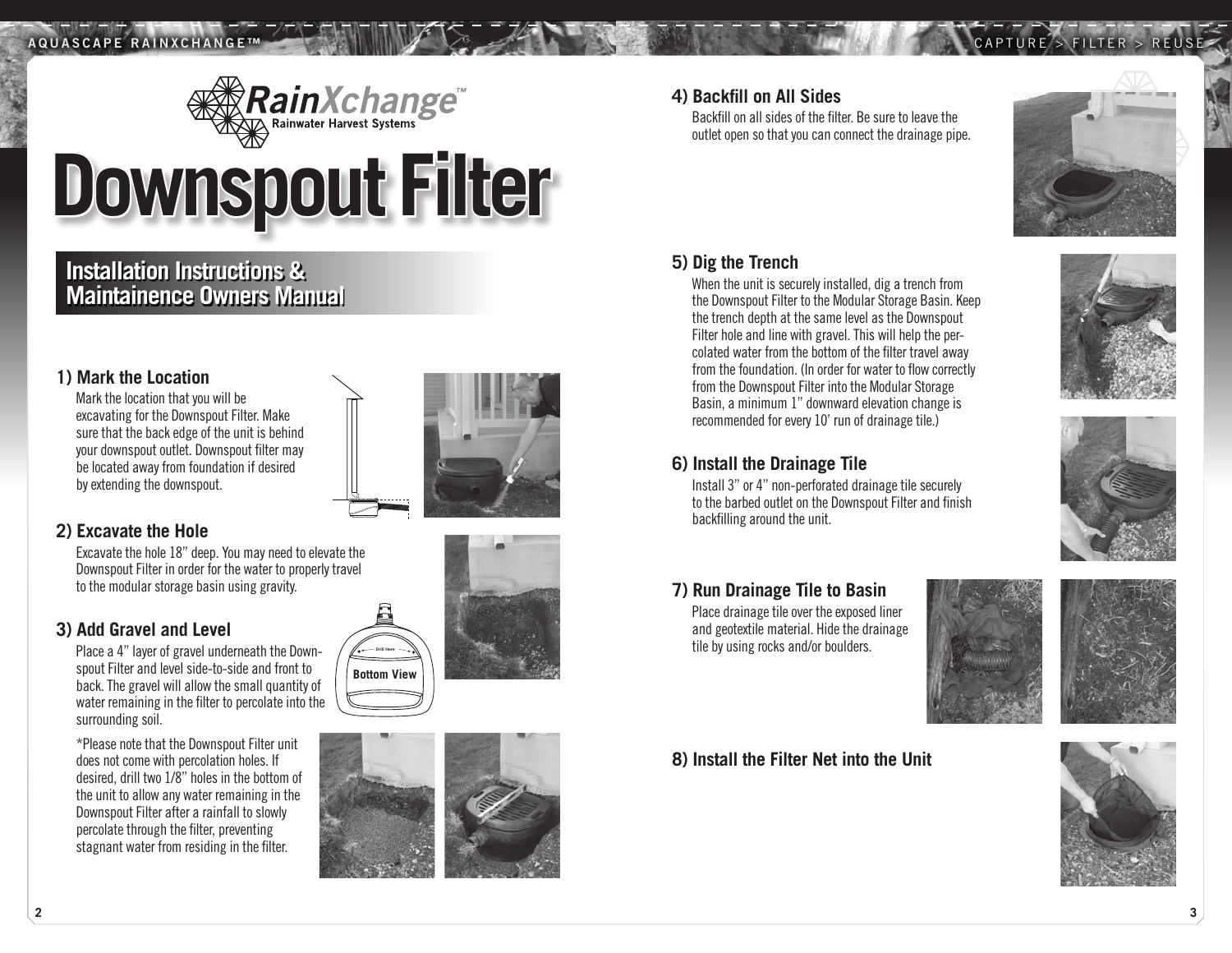# RainXchange™

Rainwater Harvest Systems

# Downspout Filter

## Installation Instructions & Maintainence Owners Manual

### 1) Mark the Location

Mark the location that you will be excavating for the Downspout Filter. Make sure that the back edge of the unit is behind your downspout outlet. Downspout filter may be located away from foundation if desired by extending the downspout.

### 2) Excavate the Hole

Excavate the hole 18" deep. You may need to elevate the Downspout Filter in order for the water to properly travel to the modular storage basin using gravity.

### 3) Add Gravel and Level

Place a 4" layer of gravel underneath the Downspout Filter and level side-to-side and front to back. The gravel will allow the small quantity of water remaining in the filter to percolate into the surrounding soil.

Drill Here

Bottom View

*Please note that the Downspout Filter unit does not come with percolation holes. If desired, drill two 1/8" holes in the bottom of the unit to allow any water remaining in the Downspout Filter after a rainfall to slowly percolate through the filter, preventing stagnant water from residing in the filter.

### 4) Backfill on All Sides

Backfill on all sides of the filter. Be sure to leave the outlet open so that you can connect the drainage pipe.

### 5) Dig the Trench

When the unit is securely installed, dig a trench from the Downspout Filter to the Modular Storage Basin. Keep the trench depth at the same level as the Downspout Filter hole and line with gravel. This will help the percolated water from the bottom of the filter travel away from the foundation. (In order for water to flow correctly from the Downspout Filter into the Modular Storage Basin, a minimum 1" downward elevation change is recommended for every 10' run of drainage tile.)

### 6) Install the Drainage Tile

Install 3" or 4" non-perforated drainage tile securely to the barbed outlet on the Downspout Filter and finish backfilling around the unit.

### 7) Run Drainage Tile to Basin

Place drainage tile over the exposed liner and geotextile material. Hide the drainage tile by using rocks and/or boulders.

### 8) Install the Filter Net into the Unit